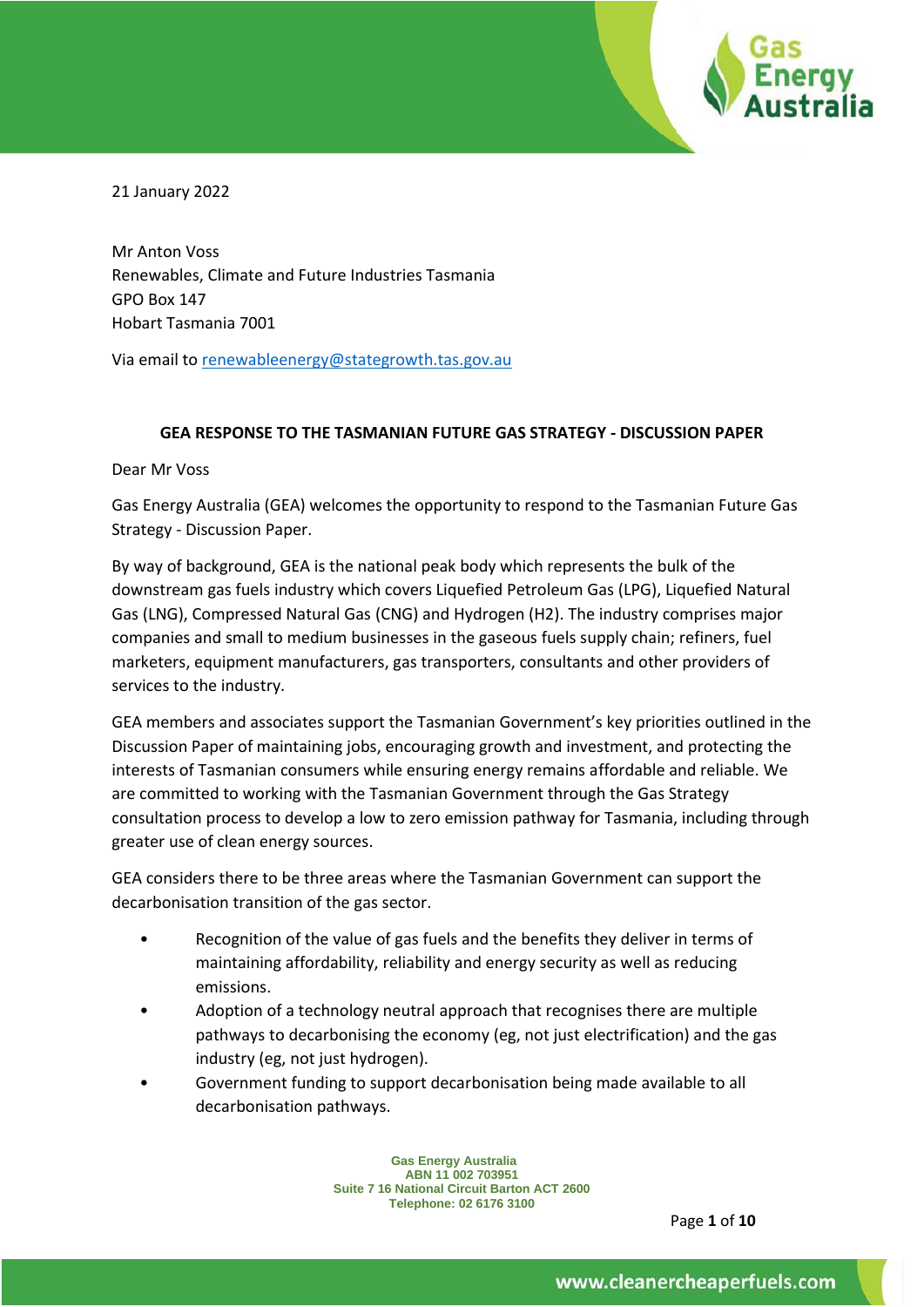21 January 2022

Mr Anton Voss
Renewables, Climate and Future Industries Tasmania
GPO Box 147
Hobart Tasmania 7001

Via email to renewableenergy@stategrowth.tas.gov.au

**GEA RESPONSE TO THE TASMANIAN FUTURE GAS STRATEGY - DISCUSSION PAPER**

Dear Mr Voss

Gas Energy Australia (GEA) welcomes the opportunity to respond to the Tasmanian Future Gas Strategy - Discussion Paper.

By way of background, GEA is the national peak body which represents the bulk of the downstream gas fuels industry which covers Liquefied Petroleum Gas (LPG), Liquefied Natural Gas (LNG), Compressed Natural Gas (CNG) and Hydrogen (H2). The industry comprises major companies and small to medium businesses in the gaseous fuels supply chain; refiners, fuel marketers, equipment manufacturers, gas transporters, consultants and other providers of services to the industry.

GEA members and associates support the Tasmanian Government's key priorities outlined in the Discussion Paper of maintaining jobs, encouraging growth and investment, and protecting the interests of Tasmanian consumers while ensuring energy remains affordable and reliable. We are committed to working with the Tasmanian Government through the Gas Strategy consultation process to develop a low to zero emission pathway for Tasmania, including through greater use of clean energy sources.

GEA considers there to be three areas where the Tasmanian Government can support the decarbonisation transition of the gas sector.

- Recognition of the value of gas fuels and the benefits they deliver in terms of maintaining affordability, reliability and energy security as well as reducing emissions.
- Adoption of a technology neutral approach that recognises there are multiple pathways to decarbonising the economy (eg, not just electrification) and the gas industry (eg, not just hydrogen).
- Government funding to support decarbonisation being made available to all decarbonisation pathways.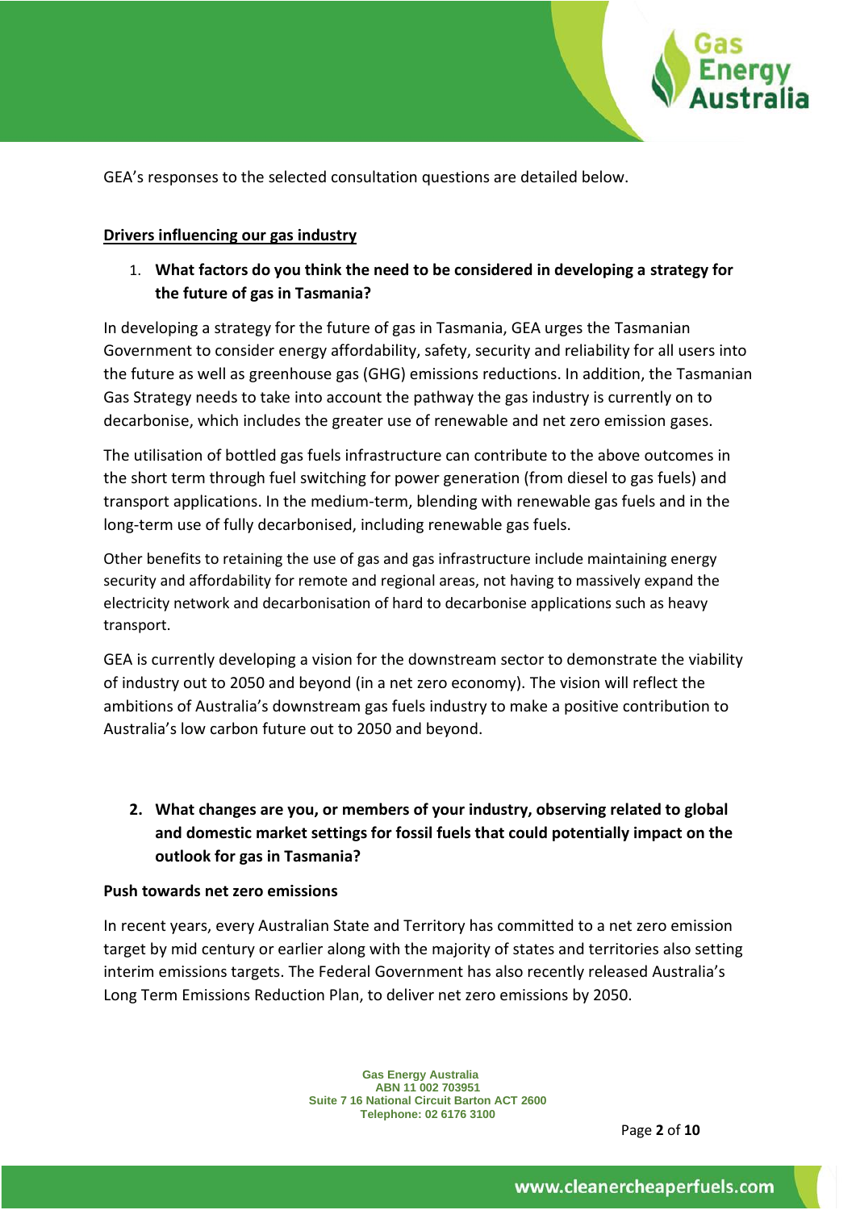GEA's responses to the selected consultation questions are detailed below.

## Drivers influencing our gas industry

1. **What factors do you think the need to be considered in developing a strategy for the future of gas in Tasmania?**

In developing a strategy for the future of gas in Tasmania, GEA urges the Tasmanian Government to consider energy affordability, safety, security and reliability for all users into the future as well as greenhouse gas (GHG) emissions reductions. In addition, the Tasmanian Gas Strategy needs to take into account the pathway the gas industry is currently on to decarbonise, which includes the greater use of renewable and net zero emission gases.

The utilisation of bottled gas fuels infrastructure can contribute to the above outcomes in the short term through fuel switching for power generation (from diesel to gas fuels) and transport applications. In the medium-term, blending with renewable gas fuels and in the long-term use of fully decarbonised, including renewable gas fuels.

Other benefits to retaining the use of gas and gas infrastructure include maintaining energy security and affordability for remote and regional areas, not having to massively expand the electricity network and decarbonisation of hard to decarbonise applications such as heavy transport.

GEA is currently developing a vision for the downstream sector to demonstrate the viability of industry out to 2050 and beyond (in a net zero economy). The vision will reflect the ambitions of Australia's downstream gas fuels industry to make a positive contribution to Australia's low carbon future out to 2050 and beyond.

2. **What changes are you, or members of your industry, observing related to global and domestic market settings for fossil fuels that could potentially impact on the outlook for gas in Tasmania?**

**Push towards net zero emissions**

In recent years, every Australian State and Territory has committed to a net zero emission target by mid century or earlier along with the majority of states and territories also setting interim emissions targets. The Federal Government has also recently released Australia's Long Term Emissions Reduction Plan, to deliver net zero emissions by 2050.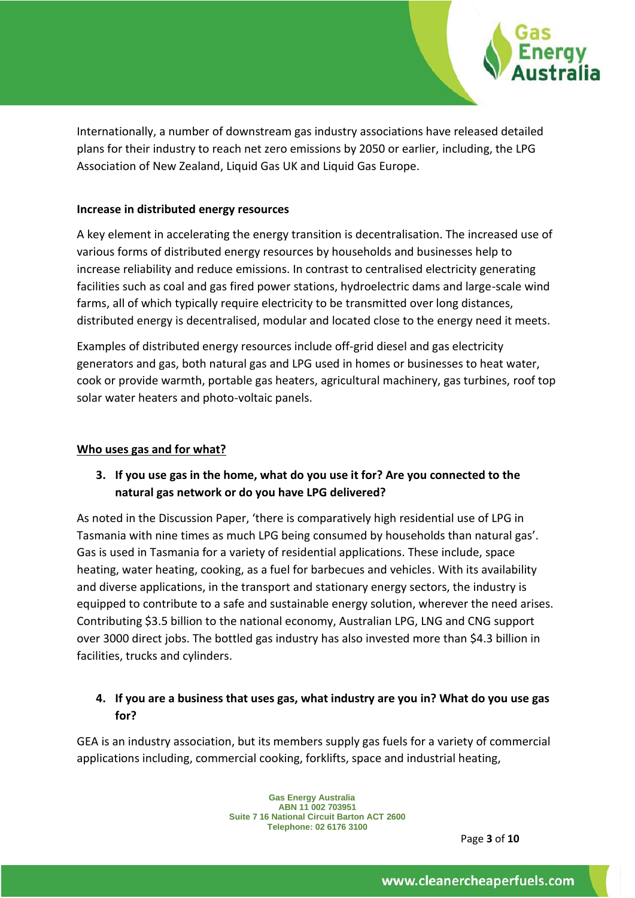Internationally, a number of downstream gas industry associations have released detailed plans for their industry to reach net zero emissions by 2050 or earlier, including, the LPG Association of New Zealand, Liquid Gas UK and Liquid Gas Europe.

**Increase in distributed energy resources**

A key element in accelerating the energy transition is decentralisation. The increased use of various forms of distributed energy resources by households and businesses help to increase reliability and reduce emissions. In contrast to centralised electricity generating facilities such as coal and gas fired power stations, hydroelectric dams and large-scale wind farms, all of which typically require electricity to be transmitted over long distances, distributed energy is decentralised, modular and located close to the energy need it meets.

Examples of distributed energy resources include off-grid diesel and gas electricity generators and gas, both natural gas and LPG used in homes or businesses to heat water, cook or provide warmth, portable gas heaters, agricultural machinery, gas turbines, roof top solar water heaters and photo-voltaic panels.

**<u>Who uses gas and for what?</u>**

3. **If you use gas in the home, what do you use it for? Are you connected to the natural gas network or do you have LPG delivered?**

As noted in the Discussion Paper, 'there is comparatively high residential use of LPG in Tasmania with nine times as much LPG being consumed by households than natural gas'. Gas is used in Tasmania for a variety of residential applications. These include, space heating, water heating, cooking, as a fuel for barbecues and vehicles. With its availability and diverse applications, in the transport and stationary energy sectors, the industry is equipped to contribute to a safe and sustainable energy solution, wherever the need arises. Contributing $3.5 billion to the national economy, Australian LPG, LNG and CNG support over 3000 direct jobs. The bottled gas industry has also invested more than $4.3 billion in facilities, trucks and cylinders.

4. **If you are a business that uses gas, what industry are you in? What do you use gas for?**

GEA is an industry association, but its members supply gas fuels for a variety of commercial applications including, commercial cooking, forklifts, space and industrial heating,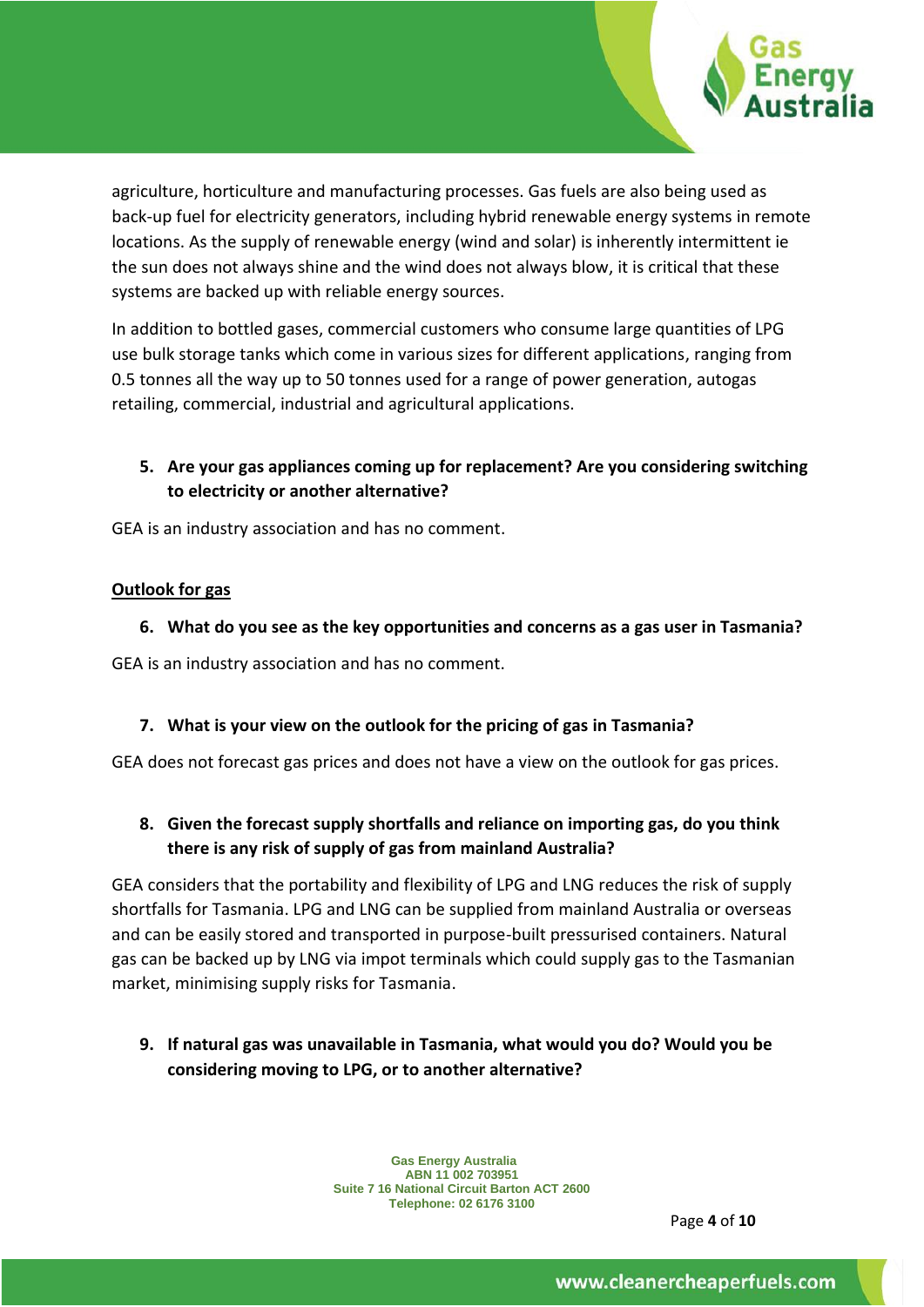agriculture, horticulture and manufacturing processes. Gas fuels are also being used as back-up fuel for electricity generators, including hybrid renewable energy systems in remote locations. As the supply of renewable energy (wind and solar) is inherently intermittent ie the sun does not always shine and the wind does not always blow, it is critical that these systems are backed up with reliable energy sources.

In addition to bottled gases, commercial customers who consume large quantities of LPG use bulk storage tanks which come in various sizes for different applications, ranging from 0.5 tonnes all the way up to 50 tonnes used for a range of power generation, autogas retailing, commercial, industrial and agricultural applications.

5. **Are your gas appliances coming up for replacement? Are you considering switching to electricity or another alternative?**

GEA is an industry association and has no comment.

## Outlook for gas

6. **What do you see as the key opportunities and concerns as a gas user in Tasmania?**

GEA is an industry association and has no comment.

7. **What is your view on the outlook for the pricing of gas in Tasmania?**

GEA does not forecast gas prices and does not have a view on the outlook for gas prices.

8. **Given the forecast supply shortfalls and reliance on importing gas, do you think there is any risk of supply of gas from mainland Australia?**

GEA considers that the portability and flexibility of LPG and LNG reduces the risk of supply shortfalls for Tasmania. LPG and LNG can be supplied from mainland Australia or overseas and can be easily stored and transported in purpose-built pressurised containers. Natural gas can be backed up by LNG via impot terminals which could supply gas to the Tasmanian market, minimising supply risks for Tasmania.

9. **If natural gas was unavailable in Tasmania, what would you do? Would you be considering moving to LPG, or to another alternative?**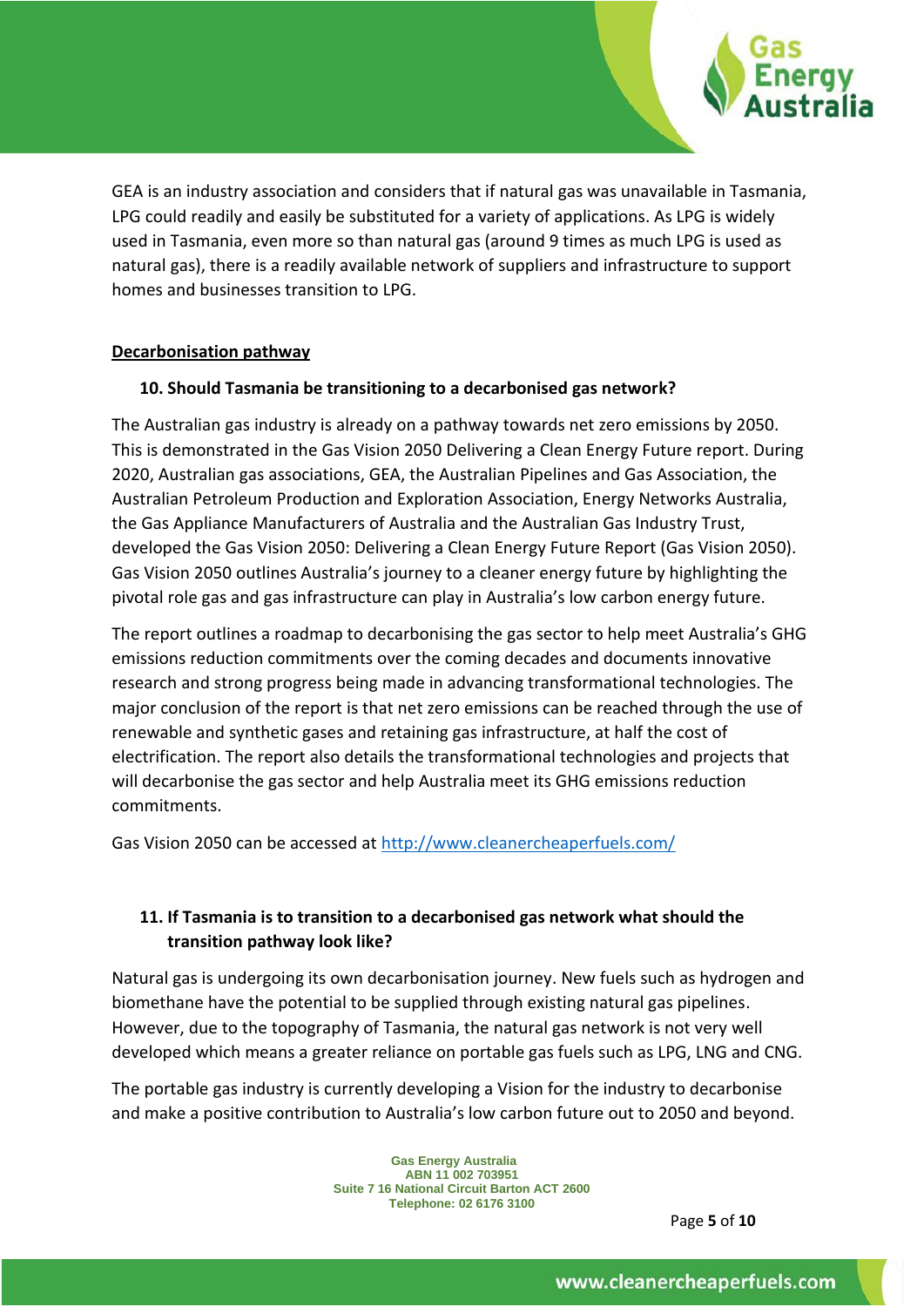GEA is an industry association and considers that if natural gas was unavailable in Tasmania, LPG could readily and easily be substituted for a variety of applications. As LPG is widely used in Tasmania, even more so than natural gas (around 9 times as much LPG is used as natural gas), there is a readily available network of suppliers and infrastructure to support homes and businesses transition to LPG.

## Decarbonisation pathway

### 10. Should Tasmania be transitioning to a decarbonised gas network?

The Australian gas industry is already on a pathway towards net zero emissions by 2050. This is demonstrated in the Gas Vision 2050 Delivering a Clean Energy Future report. During 2020, Australian gas associations, GEA, the Australian Pipelines and Gas Association, the Australian Petroleum Production and Exploration Association, Energy Networks Australia, the Gas Appliance Manufacturers of Australia and the Australian Gas Industry Trust, developed the Gas Vision 2050: Delivering a Clean Energy Future Report (Gas Vision 2050). Gas Vision 2050 outlines Australia's journey to a cleaner energy future by highlighting the pivotal role gas and gas infrastructure can play in Australia's low carbon energy future.

The report outlines a roadmap to decarbonising the gas sector to help meet Australia's GHG emissions reduction commitments over the coming decades and documents innovative research and strong progress being made in advancing transformational technologies. The major conclusion of the report is that net zero emissions can be reached through the use of renewable and synthetic gases and retaining gas infrastructure, at half the cost of electrification. The report also details the transformational technologies and projects that will decarbonise the gas sector and help Australia meet its GHG emissions reduction commitments.

Gas Vision 2050 can be accessed at [http://www.cleanercheaperfuels.com/](http://www.cleanercheaperfuels.com/)

### 11. If Tasmania is to transition to a decarbonised gas network what should the transition pathway look like?

Natural gas is undergoing its own decarbonisation journey. New fuels such as hydrogen and biomethane have the potential to be supplied through existing natural gas pipelines. However, due to the topography of Tasmania, the natural gas network is not very well developed which means a greater reliance on portable gas fuels such as LPG, LNG and CNG.

The portable gas industry is currently developing a Vision for the industry to decarbonise and make a positive contribution to Australia's low carbon future out to 2050 and beyond.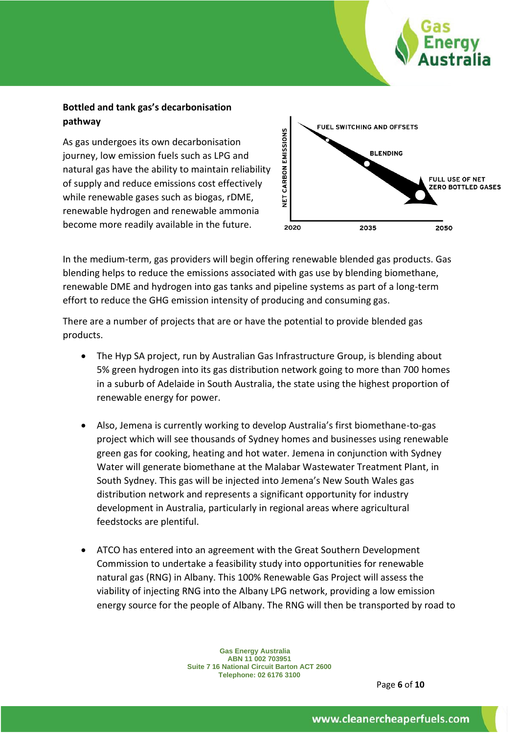**Bottled and tank gas's decarbonisation pathway**

As gas undergoes its own decarbonisation journey, low emission fuels such as LPG and natural gas have the ability to maintain reliability of supply and reduce emissions cost effectively while renewable gases such as biogas, rDME, renewable hydrogen and renewable ammonia become more readily available in the future.

NET CARBON EMISSIONS

FUEL SWITCHING AND OFFSETS

BLENDING

FULL USE OF NET ZERO BOTTLED GASES

2020 2035 2050

In the medium-term, gas providers will begin offering renewable blended gas products. Gas blending helps to reduce the emissions associated with gas use by blending biomethane, renewable DME and hydrogen into gas tanks and pipeline systems as part of a long-term effort to reduce the GHG emission intensity of producing and consuming gas.

There are a number of projects that are or have the potential to provide blended gas products.

- The Hyp SA project, run by Australian Gas Infrastructure Group, is blending about 5% green hydrogen into its gas distribution network going to more than 700 homes in a suburb of Adelaide in South Australia, the state using the highest proportion of renewable energy for power.

- Also, Jemena is currently working to develop Australia's first biomethane-to-gas project which will see thousands of Sydney homes and businesses using renewable green gas for cooking, heating and hot water. Jemena in conjunction with Sydney Water will generate biomethane at the Malabar Wastewater Treatment Plant, in South Sydney. This gas will be injected into Jemena's New South Wales gas distribution network and represents a significant opportunity for industry development in Australia, particularly in regional areas where agricultural feedstocks are plentiful.

- ATCO has entered into an agreement with the Great Southern Development Commission to undertake a feasibility study into opportunities for renewable natural gas (RNG) in Albany. This 100% Renewable Gas Project will assess the viability of injecting RNG into the Albany LPG network, providing a low emission energy source for the people of Albany. The RNG will then be transported by road to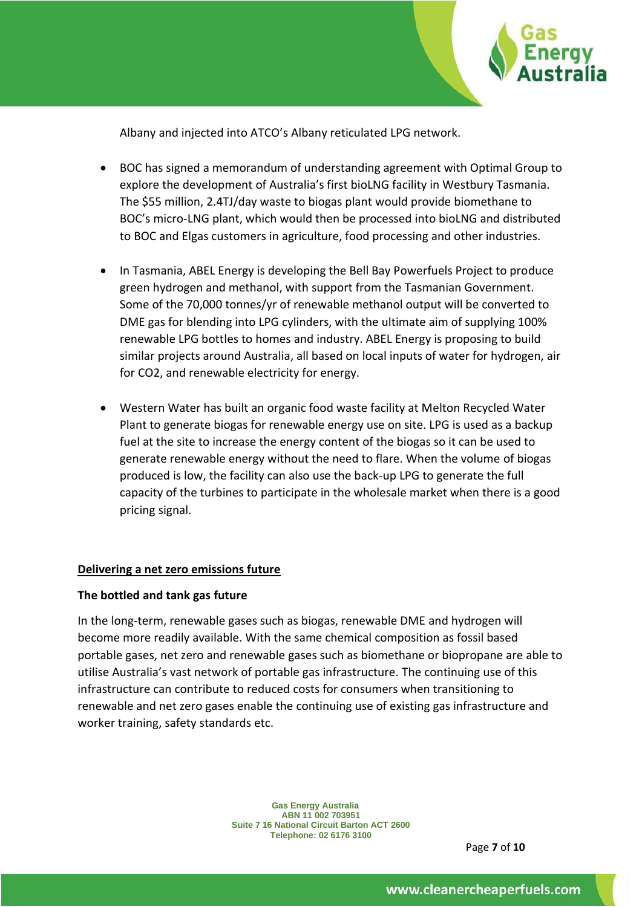Albany and injected into ATCO's Albany reticulated LPG network.

- BOC has signed a memorandum of understanding agreement with Optimal Group to explore the development of Australia's first bioLNG facility in Westbury Tasmania. The $55 million, 2.4TJ/day waste to biogas plant would provide biomethane to BOC's micro-LNG plant, which would then be processed into bioLNG and distributed to BOC and Elgas customers in agriculture, food processing and other industries.

- In Tasmania, ABEL Energy is developing the Bell Bay Powerfuels Project to produce green hydrogen and methanol, with support from the Tasmanian Government. Some of the 70,000 tonnes/yr of renewable methanol output will be converted to DME gas for blending into LPG cylinders, with the ultimate aim of supplying 100% renewable LPG bottles to homes and industry. ABEL Energy is proposing to build similar projects around Australia, all based on local inputs of water for hydrogen, air for $CO_2$, and renewable electricity for energy.

- Western Water has built an organic food waste facility at Melton Recycled Water Plant to generate biogas for renewable energy use on site. LPG is used as a backup fuel at the site to increase the energy content of the biogas so it can be used to generate renewable energy without the need to flare. When the volume of biogas produced is low, the facility can also use the back-up LPG to generate the full capacity of the turbines to participate in the wholesale market when there is a good pricing signal.

## <u>Delivering a net zero emissions future</u>

### The bottled and tank gas future

In the long-term, renewable gases such as biogas, renewable DME and hydrogen will become more readily available. With the same chemical composition as fossil based portable gases, net zero and renewable gases such as biomethane or biopropane are able to utilise Australia's vast network of portable gas infrastructure. The continuing use of this infrastructure can contribute to reduced costs for consumers when transitioning to renewable and net zero gases enable the continuing use of existing gas infrastructure and worker training, safety standards etc.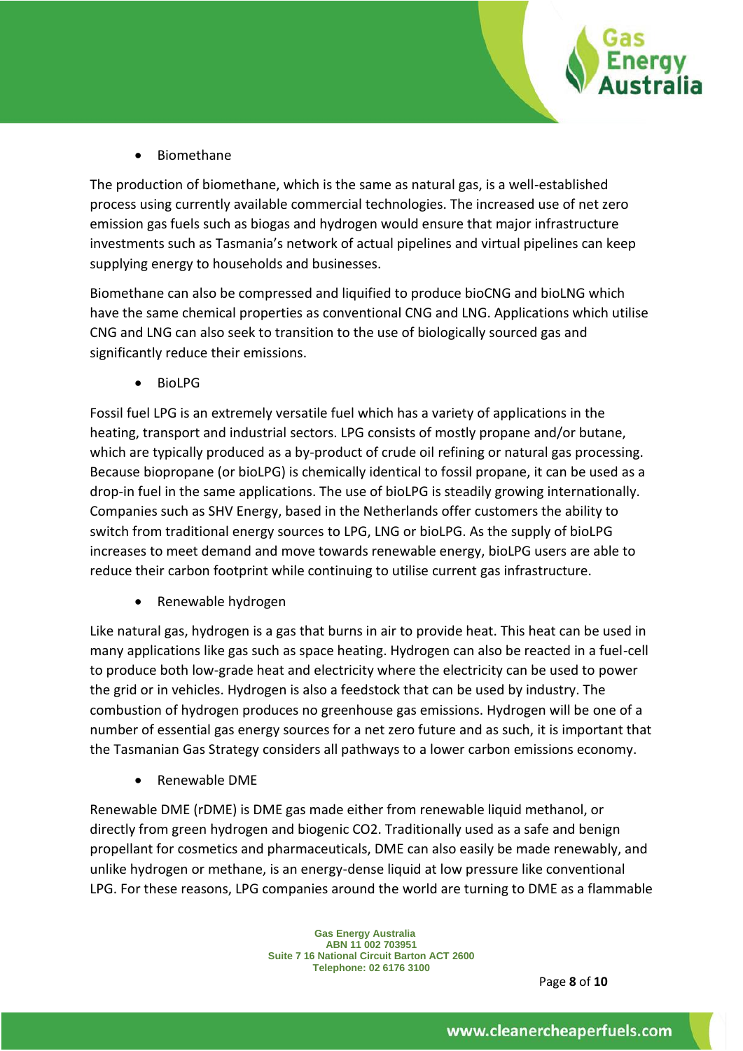- Biomethane

The production of biomethane, which is the same as natural gas, is a well-established process using currently available commercial technologies. The increased use of net zero emission gas fuels such as biogas and hydrogen would ensure that major infrastructure investments such as Tasmania's network of actual pipelines and virtual pipelines can keep supplying energy to households and businesses.

Biomethane can also be compressed and liquified to produce bioCNG and bioLNG which have the same chemical properties as conventional CNG and LNG. Applications which utilise CNG and LNG can also seek to transition to the use of biologically sourced gas and significantly reduce their emissions.

- BioLPG

Fossil fuel LPG is an extremely versatile fuel which has a variety of applications in the heating, transport and industrial sectors. LPG consists of mostly propane and/or butane, which are typically produced as a by-product of crude oil refining or natural gas processing. Because biopropane (or bioLPG) is chemically identical to fossil propane, it can be used as a drop-in fuel in the same applications. The use of bioLPG is steadily growing internationally. Companies such as SHV Energy, based in the Netherlands offer customers the ability to switch from traditional energy sources to LPG, LNG or bioLPG. As the supply of bioLPG increases to meet demand and move towards renewable energy, bioLPG users are able to reduce their carbon footprint while continuing to utilise current gas infrastructure.

- Renewable hydrogen

Like natural gas, hydrogen is a gas that burns in air to provide heat. This heat can be used in many applications like gas such as space heating. Hydrogen can also be reacted in a fuel-cell to produce both low-grade heat and electricity where the electricity can be used to power the grid or in vehicles. Hydrogen is also a feedstock that can be used by industry. The combustion of hydrogen produces no greenhouse gas emissions. Hydrogen will be one of a number of essential gas energy sources for a net zero future and as such, it is important that the Tasmanian Gas Strategy considers all pathways to a lower carbon emissions economy.

- Renewable DME

Renewable DME (rDME) is DME gas made either from renewable liquid methanol, or directly from green hydrogen and biogenic CO2. Traditionally used as a safe and benign propellant for cosmetics and pharmaceuticals, DME can also easily be made renewably, and unlike hydrogen or methane, is an energy-dense liquid at low pressure like conventional LPG. For these reasons, LPG companies around the world are turning to DME as a flammable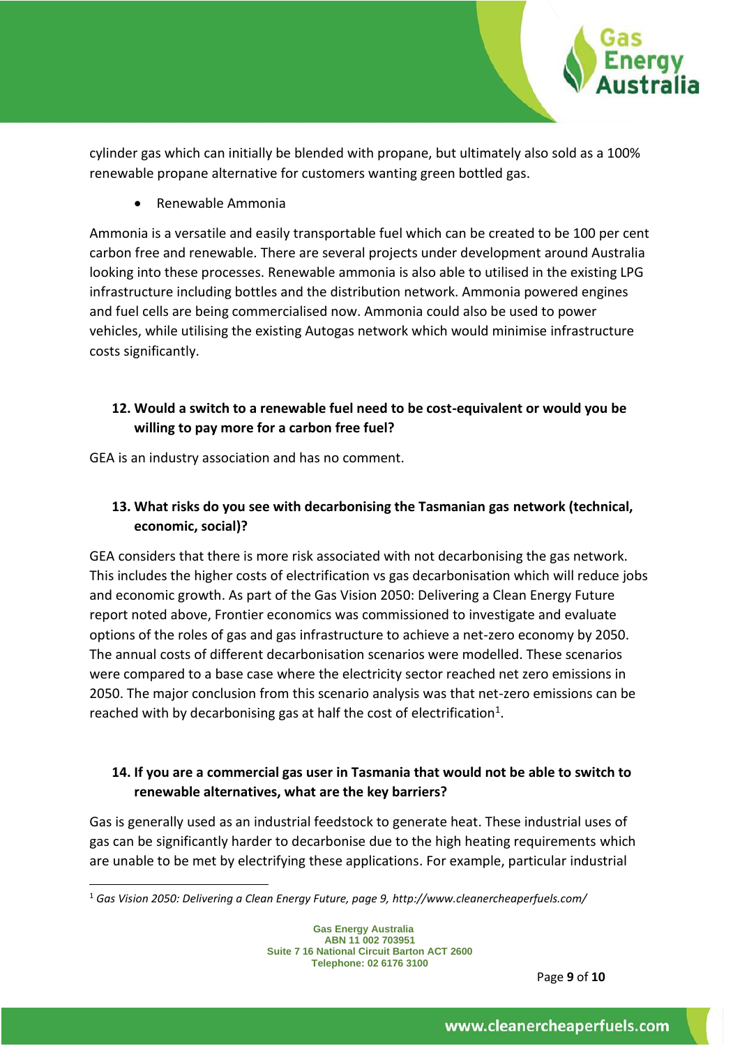cylinder gas which can initially be blended with propane, but ultimately also sold as a 100% renewable propane alternative for customers wanting green bottled gas.

- Renewable Ammonia

Ammonia is a versatile and easily transportable fuel which can be created to be 100 per cent carbon free and renewable. There are several projects under development around Australia looking into these processes. Renewable ammonia is also able to utilised in the existing LPG infrastructure including bottles and the distribution network. Ammonia powered engines and fuel cells are being commercialised now. Ammonia could also be used to power vehicles, while utilising the existing Autogas network which would minimise infrastructure costs significantly.

**12. Would a switch to a renewable fuel need to be cost-equivalent or would you be willing to pay more for a carbon free fuel?**

GEA is an industry association and has no comment.

**13. What risks do you see with decarbonising the Tasmanian gas network (technical, economic, social)?**

GEA considers that there is more risk associated with not decarbonising the gas network. This includes the higher costs of electrification vs gas decarbonisation which will reduce jobs and economic growth. As part of the Gas Vision 2050: Delivering a Clean Energy Future report noted above, Frontier economics was commissioned to investigate and evaluate options of the roles of gas and gas infrastructure to achieve a net-zero economy by 2050. The annual costs of different decarbonisation scenarios were modelled. These scenarios were compared to a base case where the electricity sector reached net zero emissions in 2050. The major conclusion from this scenario analysis was that net-zero emissions can be reached with by decarbonising gas at half the cost of electrification[1].

**14. If you are a commercial gas user in Tasmania that would not be able to switch to renewable alternatives, what are the key barriers?**

Gas is generally used as an industrial feedstock to generate heat. These industrial uses of gas can be significantly harder to decarbonise due to the high heating requirements which are unable to be met by electrifying these applications. For example, particular industrial

[1] *Gas Vision 2050: Delivering a Clean Energy Future, page 9, http://www.cleanercheaperfuels.com/*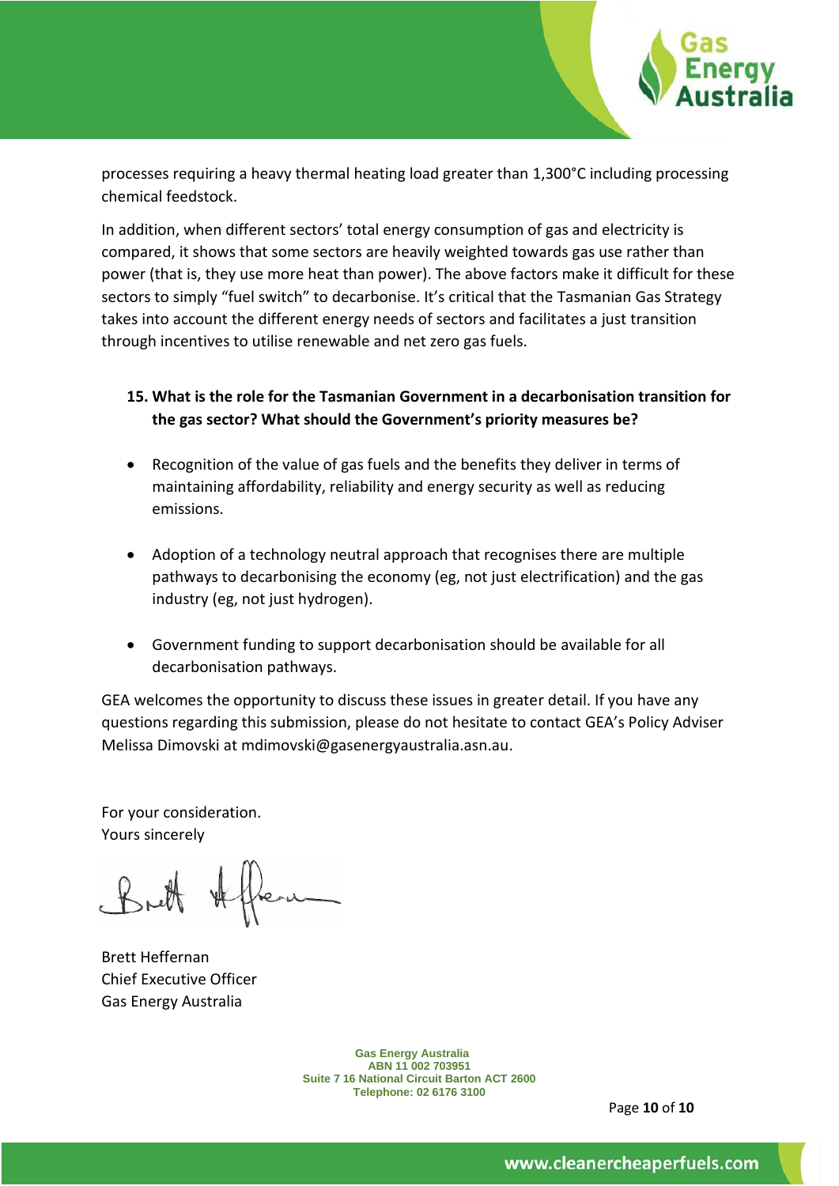processes requiring a heavy thermal heating load greater than 1,300°C including processing chemical feedstock.

In addition, when different sectors' total energy consumption of gas and electricity is compared, it shows that some sectors are heavily weighted towards gas use rather than power (that is, they use more heat than power). The above factors make it difficult for these sectors to simply "fuel switch" to decarbonise. It's critical that the Tasmanian Gas Strategy takes into account the different energy needs of sectors and facilitates a just transition through incentives to utilise renewable and net zero gas fuels.

**15. What is the role for the Tasmanian Government in a decarbonisation transition for the gas sector? What should the Government's priority measures be?**

- Recognition of the value of gas fuels and the benefits they deliver in terms of maintaining affordability, reliability and energy security as well as reducing emissions.

- Adoption of a technology neutral approach that recognises there are multiple pathways to decarbonising the economy (eg, not just electrification) and the gas industry (eg, not just hydrogen).

- Government funding to support decarbonisation should be available for all decarbonisation pathways.

GEA welcomes the opportunity to discuss these issues in greater detail. If you have any questions regarding this submission, please do not hesitate to contact GEA's Policy Adviser Melissa Dimovski at mdimovski@gasenergyaustralia.asn.au.

For your consideration.
Yours sincerely

Brett Heffernan
Chief Executive Officer
Gas Energy Australia

Gas Energy Australia
ABN 11 002 703951
Suite 7 16 National Circuit Barton ACT 2600
Telephone: 02 6176 3100